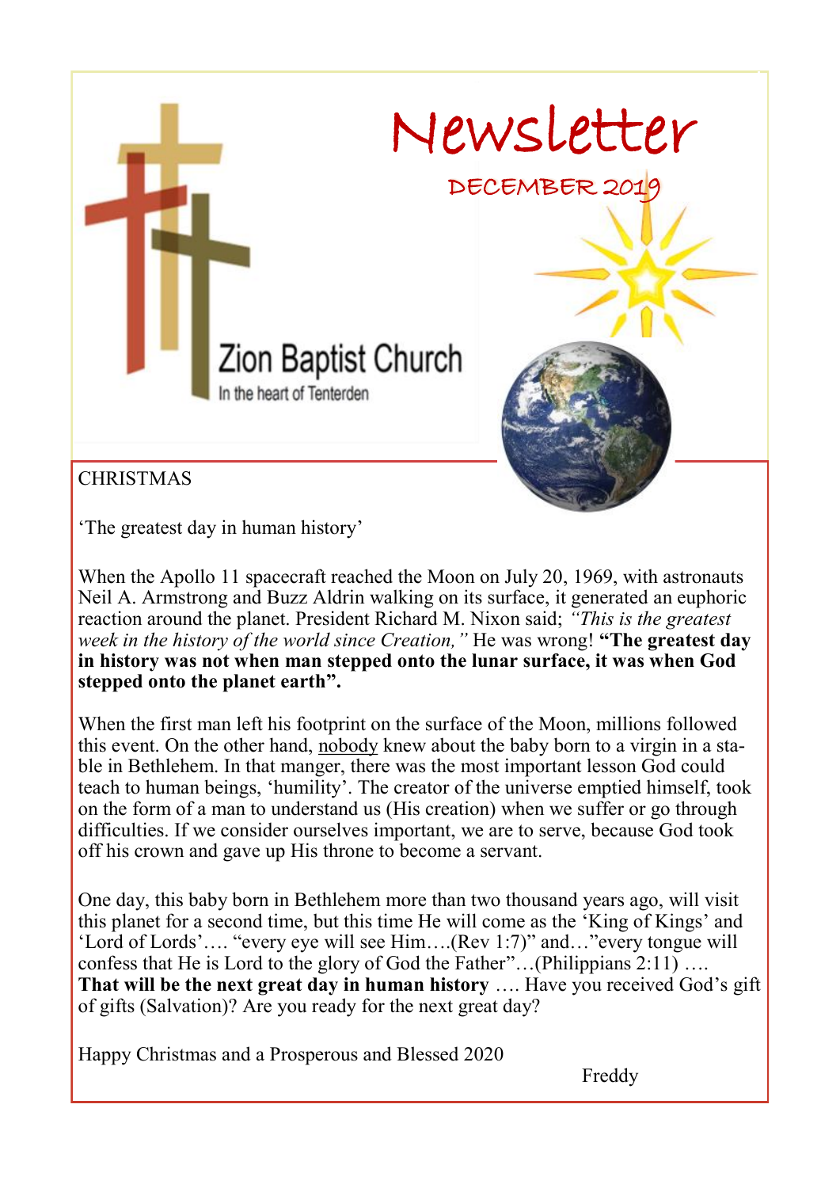# Newsletter

DECEMBER 2019

Zion Baptist Church

In the heart of Tenterden

## CHRISTMAS

'The greatest day in human history'

When the Apollo 11 spacecraft reached the Moon on July 20, 1969, with astronauts Neil A. Armstrong and Buzz Aldrin walking on its surface, it generated an euphoric reaction around the planet. President Richard M. Nixon said; *"This is the greatest week in the history of the world since Creation,"* He was wrong! **"The greatest day in history was not when man stepped onto the lunar surface, it was when God stepped onto the planet earth".**

When the first man left his footprint on the surface of the Moon, millions followed this event. On the other hand, nobody knew about the baby born to a virgin in a stable in Bethlehem. In that manger, there was the most important lesson God could teach to human beings, 'humility'. The creator of the universe emptied himself, took on the form of a man to understand us (His creation) when we suffer or go through difficulties. If we consider ourselves important, we are to serve, because God took off his crown and gave up His throne to become a servant.

One day, this baby born in Bethlehem more than two thousand years ago, will visit this planet for a second time, but this time He will come as the 'King of Kings' and 'Lord of Lords'…. "every eye will see Him….(Rev 1:7)" and…"every tongue will confess that He is Lord to the glory of God the Father"…(Philippians 2:11) …. **That will be the next great day in human history** …. Have you received God's gift of gifts (Salvation)? Are you ready for the next great day?

Happy Christmas and a Prosperous and Blessed 2020

Freddy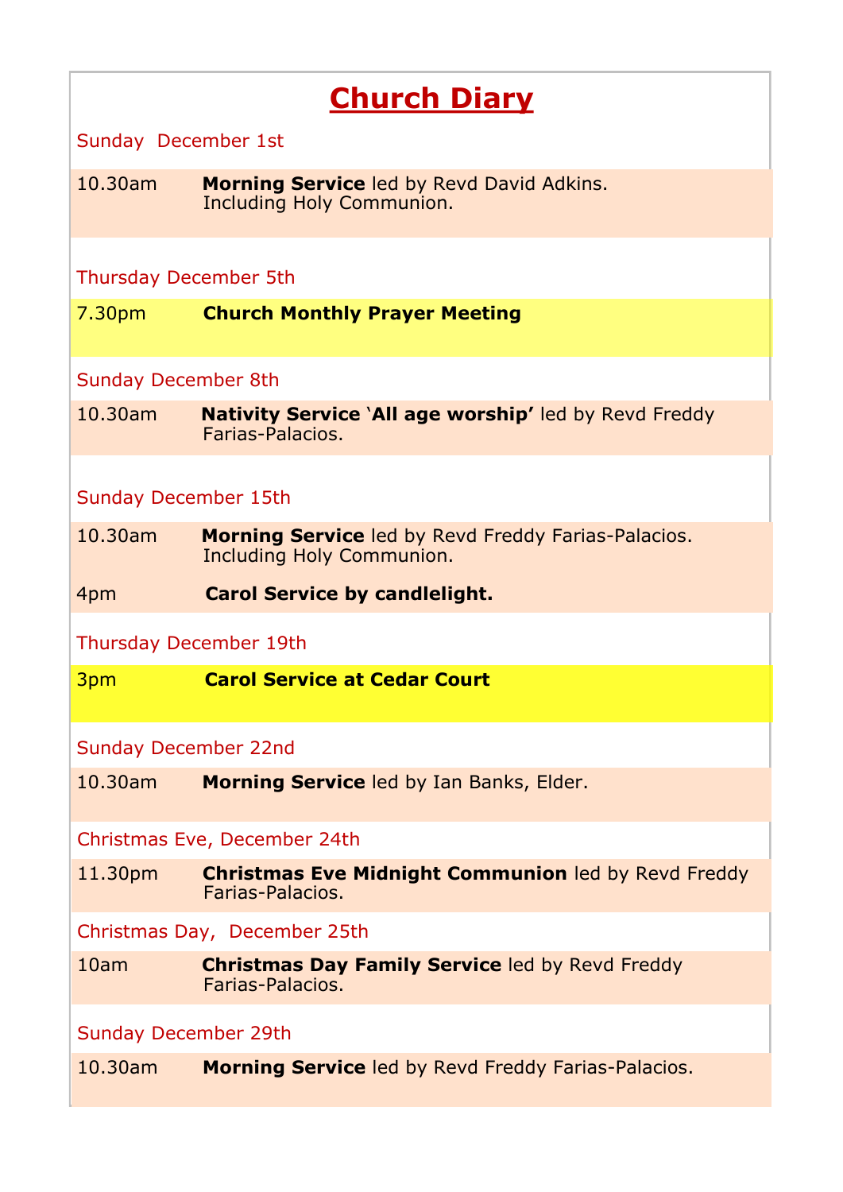# Church Diary

Sunday December 1st

| | |
|---|---|
| 10.30am | **Morning Service** led by Revd David Adkins. Including Holy Communion. |

Thursday December 5th

| | |
|---|---|
| 7.30pm | **Church Monthly Prayer Meeting** |

Sunday December 8th

| | |
|---|---|
| 10.30am | **Nativity Service 'All age worship'** led by Revd Freddy Farias-Palacios. |

Sunday December 15th

| | |
|---|---|
| 10.30am | **Morning Service** led by Revd Freddy Farias-Palacios. Including Holy Communion. |
| 4pm | **Carol Service by candlelight.** |

Thursday December 19th

| | |
|---|---|
| 3pm | **Carol Service at Cedar Court** |

Sunday December 22nd

| | |
|---|---|
| 10.30am | **Morning Service** led by Ian Banks, Elder. |

Christmas Eve, December 24th

| | |
|---|---|
| 11.30pm | **Christmas Eve Midnight Communion** led by Revd Freddy Farias-Palacios. |

Christmas Day, December 25th

| | |
|---|---|
| 10am | **Christmas Day Family Service** led by Revd Freddy Farias-Palacios. |

Sunday December 29th

| | |
|---|---|
| 10.30am | **Morning Service** led by Revd Freddy Farias-Palacios. |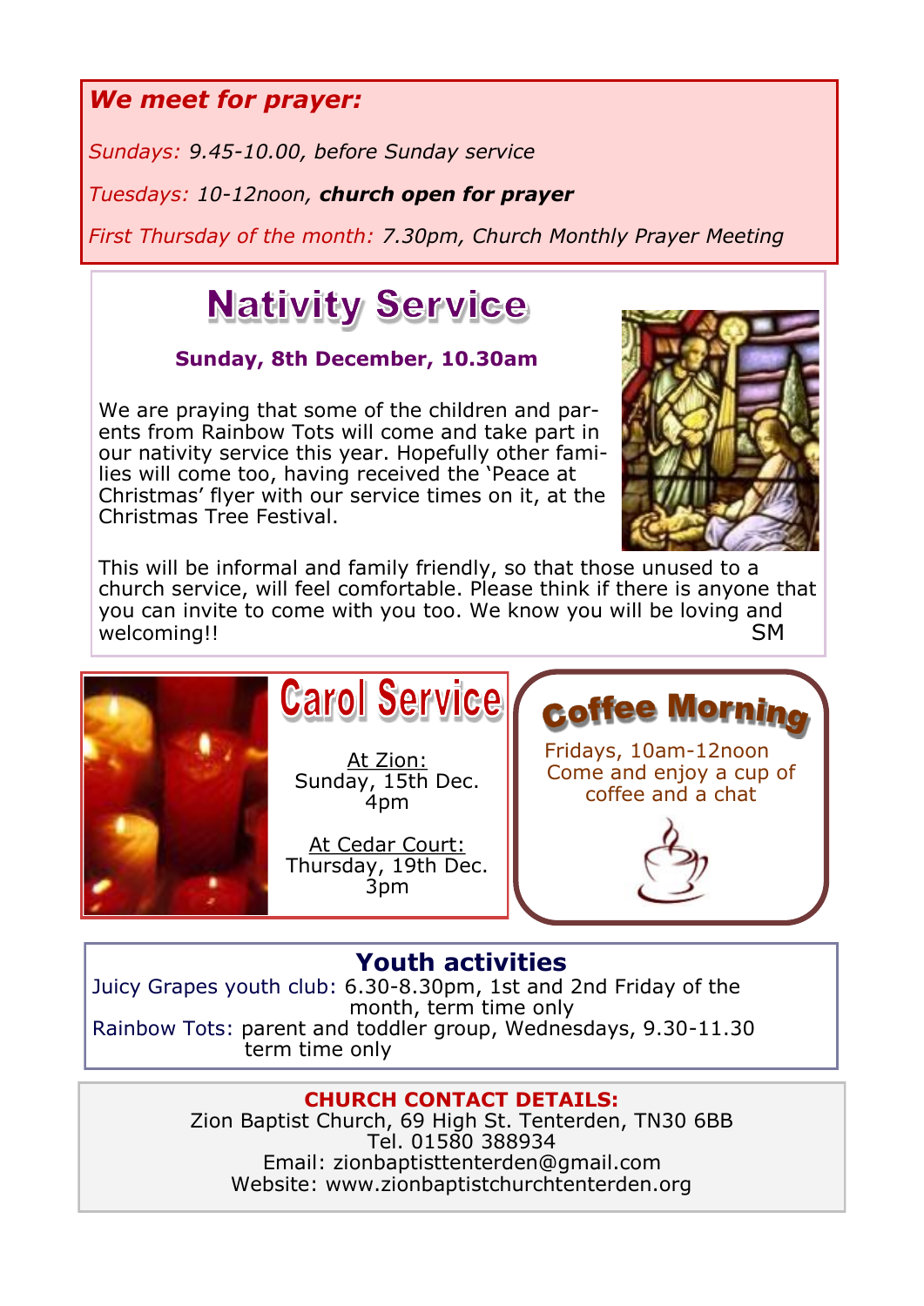***We meet for prayer:***

*Sundays: 9.45-10.00, before Sunday service*

*Tuesdays: 10-12noon, **church open for prayer***

*First Thursday of the month: 7.30pm, Church Monthly Prayer Meeting*

# Nativity Service

**Sunday, 8th December, 10.30am**

We are praying that some of the children and parents from Rainbow Tots will come and take part in our nativity service this year. Hopefully other families will come too, having received the 'Peace at Christmas' flyer with our service times on it, at the Christmas Tree Festival.

This will be informal and family friendly, so that those unused to a church service, will feel comfortable. Please think if there is anyone that you can invite to come with you too. We know you will be loving and welcoming!! SM

# Carol Service

At Zion:
Sunday, 15th Dec.
4pm

At Cedar Court:
Thursday, 19th Dec.
3pm

# Coffee Morning

Fridays, 10am-12noon
Come and enjoy a cup of coffee and a chat

## Youth activities

Juicy Grapes youth club: 6.30-8.30pm, 1st and 2nd Friday of the month, term time only

Rainbow Tots: parent and toddler group, Wednesdays, 9.30-11.30 term time only

**CHURCH CONTACT DETAILS:**

Zion Baptist Church, 69 High St. Tenterden, TN30 6BB
Tel. 01580 388934
Email: zionbaptisttenterden@gmail.com
Website: www.zionbaptistchurchtenterden.org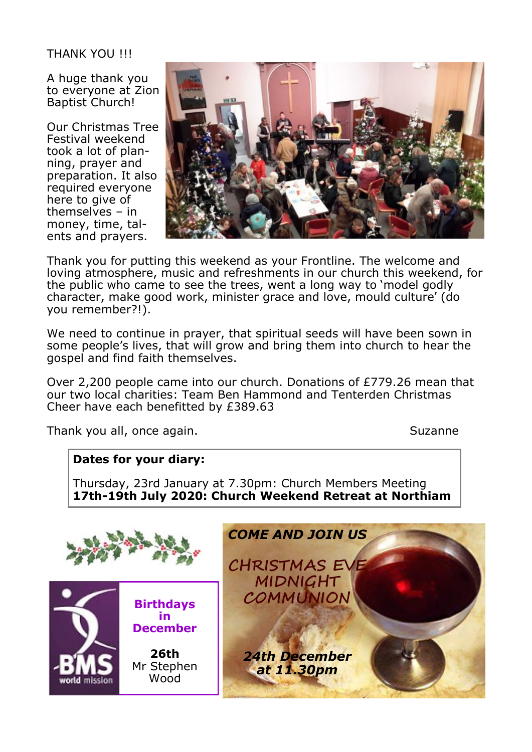THANK YOU !!!

A huge thank you to everyone at Zion Baptist Church!

Our Christmas Tree Festival weekend took a lot of planning, prayer and preparation. It also required everyone here to give of themselves – in money, time, talents and prayers.

Thank you for putting this weekend as your Frontline. The welcome and loving atmosphere, music and refreshments in our church this weekend, for the public who came to see the trees, went a long way to 'model godly character, make good work, minister grace and love, mould culture' (do you remember?!).

We need to continue in prayer, that spiritual seeds will have been sown in some people's lives, that will grow and bring them into church to hear the gospel and find faith themselves.

Over 2,200 people came into our church. Donations of £779.26 mean that our two local charities: Team Ben Hammond and Tenterden Christmas Cheer have each benefitted by £389.63

Thank you all, once again.

Suzanne

**Dates for your diary:**

Thursday, 23rd January at 7.30pm: Church Members Meeting
**17th-19th July 2020: Church Weekend Retreat at Northiam**

BMS world mission

**Birthdays in December**

**26th**
Mr Stephen Wood

***COME AND JOIN US***

*CHRISTMAS EVE MIDNIGHT COMMUNION*

***24th December at 11.30pm***